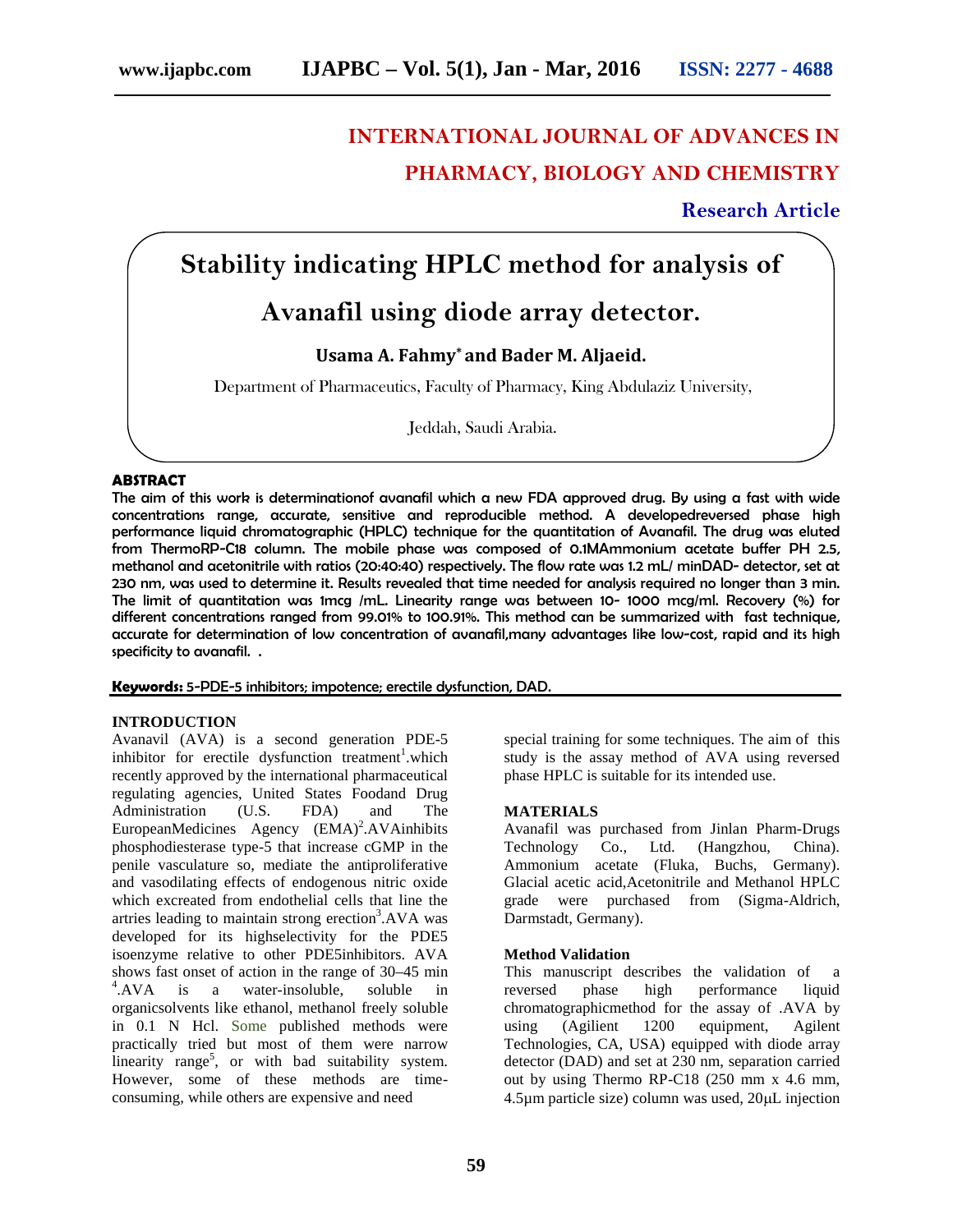# INTERNATIONAL JOURNAL OF ADVANCES IN PHARMACY, BIOLOGY AND CHEMISTRY

**Research Article**

# Stability indicating HPLC method for analysis of Avanafil using diode array detector.

**Usama A. Fahmy\* and Bader M. Aljaeid.**

Department of Pharmaceutics, Faculty of Pharmacy, King Abdulaziz University, Jeddah, Saudi Arabia.

## ABSTRACT

The aim of this work is determinationof avanafil which a new FDA approved drug. By using a fast with wide concentrations range, accurate, sensitive and reproducible method. A developedreversed phase high performance liquid chromatographic (HPLC) technique for the quantitation of Avanafil. The drug was eluted from ThermoRP-C18 column. The mobile phase was composed of 0.1MAmmonium acetate buffer PH 2.5, methanol and acetonitrile with ratios (20:40:40) respectively. The flow rate was 1.2 mL/ minDAD- detector, set at 230 nm, was used to determine it. Results revealed that time needed for analysis required no longer than 3 min. The limit of quantitation was 1mcg /mL. Linearity range was between 10- 1000 mcg/ml. Recovery (%) for different concentrations ranged from 99.01% to 100.91%. This method can be summarized with fast technique, accurate for determination of low concentration of avanafil,many advantages like low-cost, rapid and its high specificity to avanafil. .

**Keywords:** 5-PDE-5 inhibitors; impotence; erectile dysfunction, DAD.

## INTRODUCTION

Avanavil (AVA) is a second generation PDE-5 inhibitor for erectile dysfunction treatment[1].which recently approved by the international pharmaceutical regulating agencies, United States Foodand Drug Administration (U.S. FDA) and The EuropeanMedicines Agency (EMA)[2].AVAinhibits phosphodiesterase type-5 that increase cGMP in the penile vasculature so, mediate the antiproliferative and vasodilating effects of endogenous nitric oxide which excreated from endothelial cells that line the artries leading to maintain strong erection[3].AVA was developed for its highselectivity for the PDE5 isoenzyme relative to other PDE5inhibitors. AVA shows fast onset of action in the range of 30–45 min [4].AVA is a water-insoluble, soluble in organicsolvents like ethanol, methanol freely soluble in 0.1 N Hcl. Some published methods were practically tried but most of them were narrow linearity range[5], or with bad suitability system. However, some of these methods are time-consuming, while others are expensive and need special training for some techniques. The aim of this study is the assay method of AVA using reversed phase HPLC is suitable for its intended use.

## MATERIALS

Avanafil was purchased from Jinlan Pharm-Drugs Technology Co., Ltd. (Hangzhou, China). Ammonium acetate (Fluka, Buchs, Germany). Glacial acetic acid,Acetonitrile and Methanol HPLC grade were purchased from (Sigma-Aldrich, Darmstadt, Germany).

### Method Validation

This manuscript describes the validation of a reversed phase high performance liquid chromatographicmethod for the assay of .AVA by using (Agilent 1200 equipment, Agilent Technologies, CA, USA) equipped with diode array detector (DAD) and set at 230 nm, separation carried out by using Thermo RP-C18 (250 mm x 4.6 mm, 4.5μm particle size) column was used, 20μL injection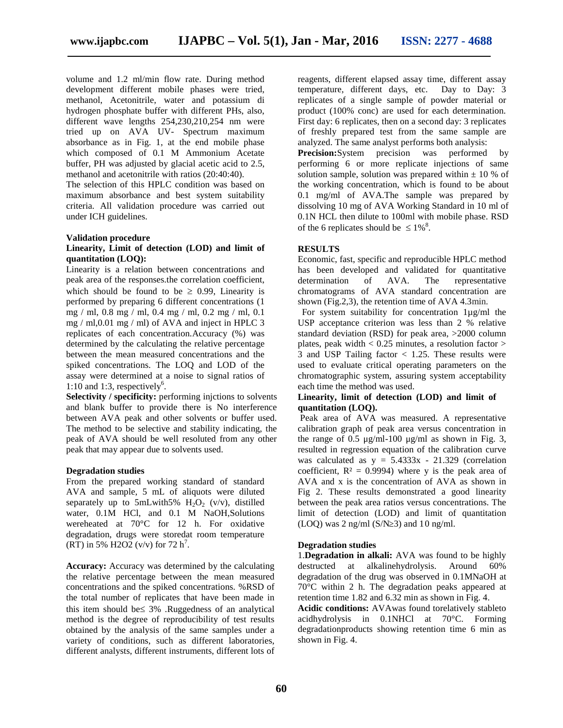volume and 1.2 ml/min flow rate. During method development different mobile phases were tried, methanol, Acetonitrile, water and potassium di hydrogen phosphate buffer with different PHs, also, different wave lengths 254,230,210,254 nm were tried up on AVA UV- Spectrum maximum absorbance as in Fig. 1, at the end mobile phase which composed of 0.1 M Ammonium Acetate buffer, PH was adjusted by glacial acetic acid to 2.5, methanol and acetonitrile with ratios (20:40:40).

The selection of this HPLC condition was based on maximum absorbance and best system suitability criteria. All validation procedure was carried out under ICH guidelines.

### Validation procedure

**Linearity, Limit of detection (LOD) and limit of quantitation (LOQ):**

Linearity is a relation between concentrations and peak area of the responses.the correlation coefficient, which should be found to be ≥ 0.99, Linearity is performed by preparing 6 different concentrations (1 mg / ml, 0.8 mg / ml, 0.4 mg / ml, 0.2 mg / ml, 0.1 mg / ml,0.01 mg / ml) of AVA and inject in HPLC 3 replicates of each concentration.Accuracy (%) was determined by the calculating the relative percentage between the mean measured concentrations and the spiked concentrations. The LOQ and LOD of the assay were determined at a noise to signal ratios of 1:10 and 1:3, respectively[6].

**Selectivity / specificity:** performing injctions to solvents and blank buffer to provide there is No interference between AVA peak and other solvents or buffer used. The method to be selective and stability indicating, the peak of AVA should be well resoluted from any other peak that may appear due to solvents used.

**Degradation studies**

From the prepared working standard of standard AVA and sample, 5 mL of aliquots were diluted separately up to 5mLwith5% $H_2O_2$ (v/v), distilled water, 0.1M HCl, and 0.1 M NaOH,Solutions wereheated at 70°C for 12 h. For oxidative degradation, drugs were storedat room temperature (RT) in 5% H2O2 (v/v) for 72 h[7].

**Accuracy:** Accuracy was determined by the calculating the relative percentage between the mean measured concentrations and the spiked concentrations. %RSD of the total number of replicates that have been made in this item should be≤ 3% .Ruggedness of an analytical method is the degree of reproducibility of test results obtained by the analysis of the same samples under a variety of conditions, such as different laboratories, different analysts, different instruments, different lots of reagents, different elapsed assay time, different assay temperature, different days, etc. Day to Day: 3 replicates of a single sample of powder material or product (100% conc) are used for each determination. First day: 6 replicates, then on a second day: 3 replicates of freshly prepared test from the same sample are analyzed. The same analyst performs both analysis:

**Precision:**System precision was performed by performing 6 or more replicate injections of same solution sample, solution was prepared within ± 10 % of the working concentration, which is found to be about 0.1 mg/ml of AVA.The sample was prepared by dissolving 10 mg of AVA Working Standard in 10 ml of 0.1N HCL then dilute to 100ml with mobile phase. RSD of the 6 replicates should be ≤ 1%[8].

## RESULTS

Economic, fast, specific and reproducible HPLC method has been developed and validated for quantitative determination of AVA. The representative chromatograms of AVA standard concentration are shown (Fig.2,3), the retention time of AVA 4.3min.

For system suitability for concentration 1µg/ml the USP acceptance criterion was less than 2 % relative standard deviation (RSD) for peak area, >2000 column plates, peak width < 0.25 minutes, a resolution factor > 3 and USP Tailing factor < 1.25. These results were used to evaluate critical operating parameters on the chromatographic system, assuring system acceptability each time the method was used.

**Linearity, limit of detection (LOD) and limit of quantitation (LOQ).**

Peak area of AVA was measured. A representative calibration graph of peak area versus concentration in the range of 0.5 µg/ml-100 µg/ml as shown in Fig. 3, resulted in regression equation of the calibration curve was calculated as $y = 5.4333x - 21.329$ (correlation coefficient, $R^2 = 0.9994$) where y is the peak area of AVA and x is the concentration of AVA as shown in Fig 2. These results demonstrated a good linearity between the peak area ratios versus concentrations. The limit of detection (LOD) and limit of quantitation (LOQ) was 2 ng/ml (S/N≥3) and 10 ng/ml.

**Degradation studies**

1.**Degradation in alkali:** AVA was found to be highly destructed at alkalinehydrolysis. Around 60% degradation of the drug was observed in 0.1MNaOH at 70°C within 2 h. The degradation peaks appeared at retention time 1.82 and 6.32 min as shown in Fig. 4.

**Acidic conditions:** AVAwas found torelatively stableto acidhydrolysis in 0.1NHCl at 70°C. Forming degradationproducts showing retention time 6 min as shown in Fig. 4.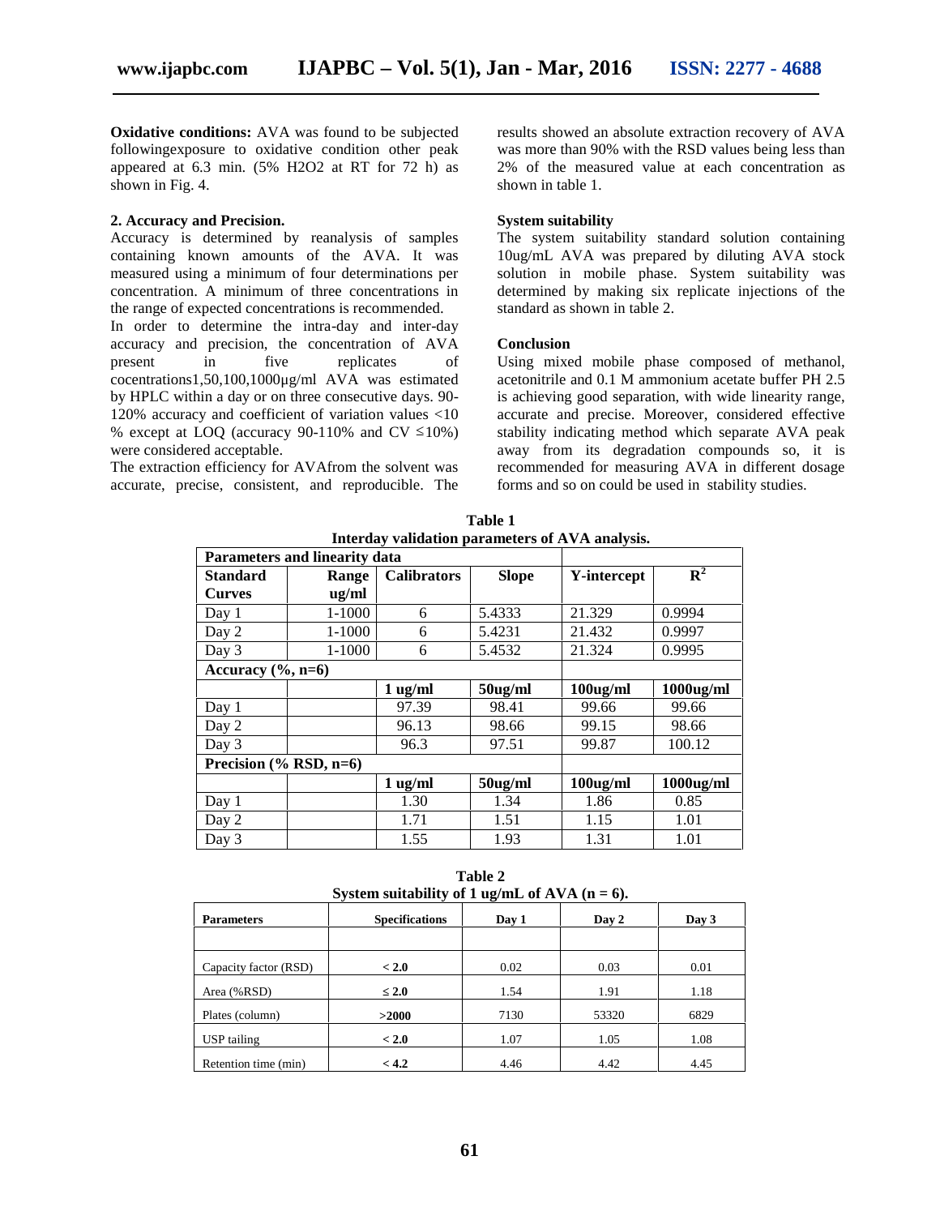**Oxidative conditions:** AVA was found to be subjected followingexposure to oxidative condition other peak appeared at 6.3 min. (5% $H_2O_2$ at RT for 72 h) as shown in Fig. 4.

**2. Accuracy and Precision.**

Accuracy is determined by reanalysis of samples containing known amounts of the AVA. It was measured using a minimum of four determinations per concentration. A minimum of three concentrations in the range of expected concentrations is recommended.

In order to determine the intra-day and inter-day accuracy and precision, the concentration of AVA present in five replicates of cocentrations1,50,100,1000µg/ml AVA was estimated by HPLC within a day or on three consecutive days. 90-120% accuracy and coefficient of variation values <10 % except at LOQ (accuracy 90-110% and CV ≤10%) were considered acceptable.

The extraction efficiency for AVAfrom the solvent was accurate, precise, consistent, and reproducible. The results showed an absolute extraction recovery of AVA was more than 90% with the RSD values being less than 2% of the measured value at each concentration as shown in table 1.

**System suitability**

The system suitability standard solution containing 10ug/mL AVA was prepared by diluting AVA stock solution in mobile phase. System suitability was determined by making six replicate injections of the standard as shown in table 2.

**Conclusion**

Using mixed mobile phase composed of methanol, acetonitrile and 0.1 M ammonium acetate buffer PH 2.5 is achieving good separation, with wide linearity range, accurate and precise. Moreover, considered effective stability indicating method which separate AVA peak away from its degradation compounds so, it is recommended for measuring AVA in different dosage forms and so on could be used in stability studies.

**Table 1**
**Interday validation parameters of AVA analysis.**

| **Parameters and linearity data** | | | | | |
|---|---|---|---|---|---|
| **Standard Curves** | **Range ug/ml** | **Calibrators** | **Slope** | **Y-intercept** | $R^2$ |
| Day 1 | 1-1000 | 6 | 5.4333 | 21.329 | 0.9994 |
| Day 2 | 1-1000 | 6 | 5.4231 | 21.432 | 0.9997 |
| Day 3 | 1-1000 | 6 | 5.4532 | 21.324 | 0.9995 |
| **Accuracy (%, n=6)** | | | | | |
| | | **1 ug/ml** | **50ug/ml** | **100ug/ml** | **1000ug/ml** |
| Day 1 | | 97.39 | 98.41 | 99.66 | 99.66 |
| Day 2 | | 96.13 | 98.66 | 99.15 | 98.66 |
| Day 3 | | 96.3 | 97.51 | 99.87 | 100.12 |
| **Precision (% RSD, n=6)** | | | | | |
| | | **1 ug/ml** | **50ug/ml** | **100ug/ml** | **1000ug/ml** |
| Day 1 | | 1.30 | 1.34 | 1.86 | 0.85 |
| Day 2 | | 1.71 | 1.51 | 1.15 | 1.01 |
| Day 3 | | 1.55 | 1.93 | 1.31 | 1.01 |

**Table 2**
**System suitability of 1 ug/mL of AVA (n = 6).**

| **Parameters** | **Specifications** | **Day 1** | **Day 2** | **Day 3** |
|---|---|---|---|---|
| | | | | |
| Capacity factor (RSD) | **< 2.0** | 0.02 | 0.03 | 0.01 |
| Area (%RSD) | **≤ 2.0** | 1.54 | 1.91 | 1.18 |
| Plates (column) | **>2000** | 7130 | 53320 | 6829 |
| USP tailing | **< 2.0** | 1.07 | 1.05 | 1.08 |
| Retention time (min) | **< 4.2** | 4.46 | 4.42 | 4.45 |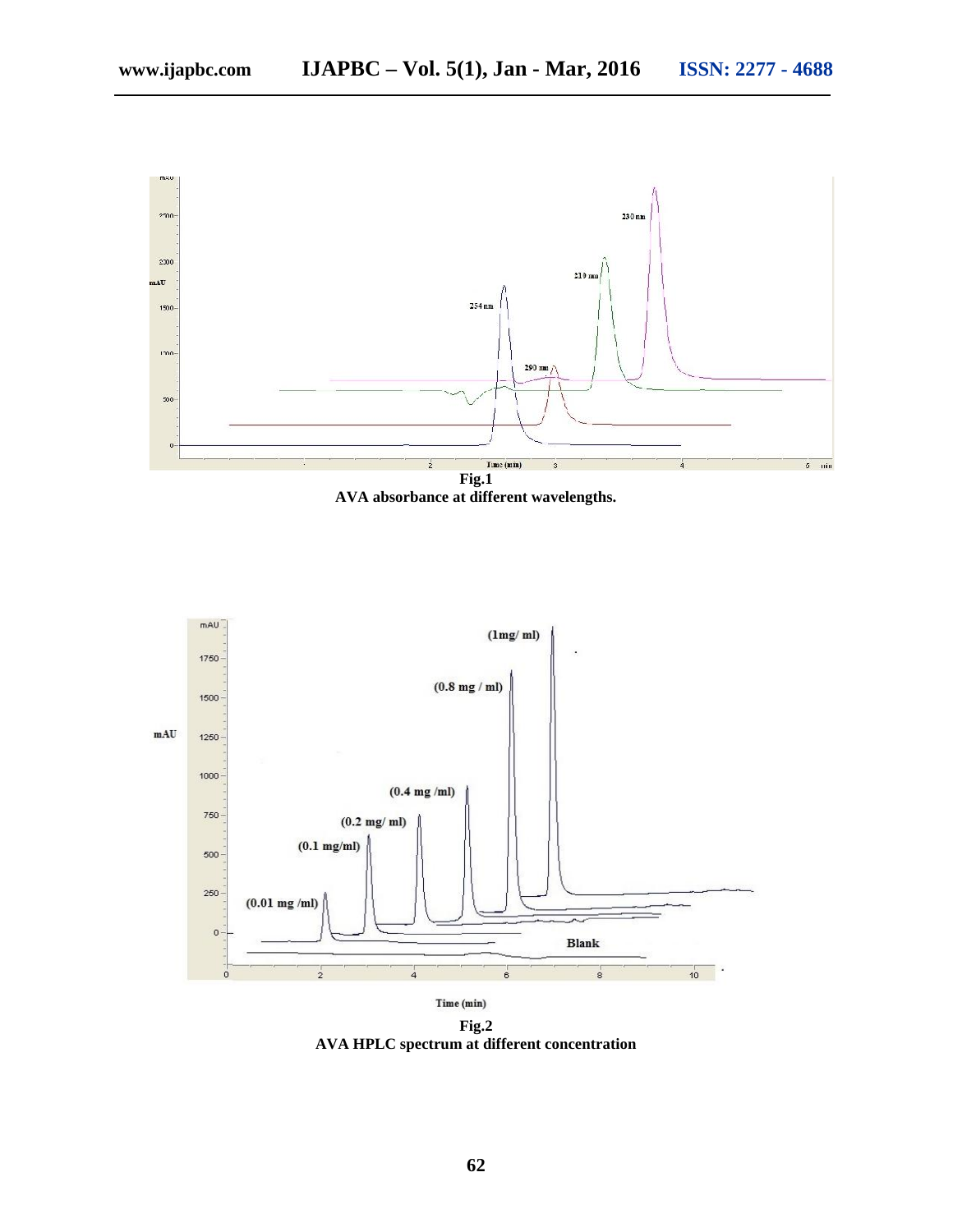**Fig.1**
**AVA absorbance at different wavelengths.**

**Fig.2**
**AVA HPLC spectrum at different concentration**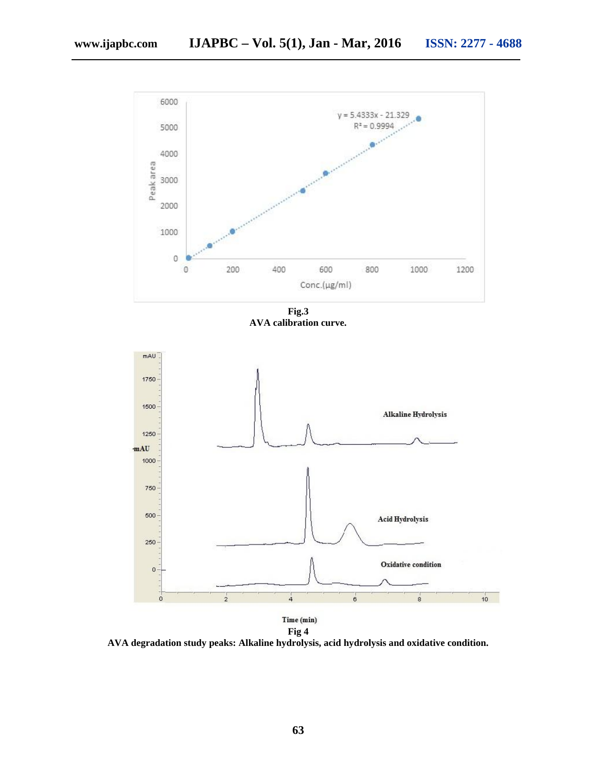**Fig.3**
**AVA calibration curve.**

**Fig 4**
**AVA degradation study peaks: Alkaline hydrolysis, acid hydrolysis and oxidative condition.**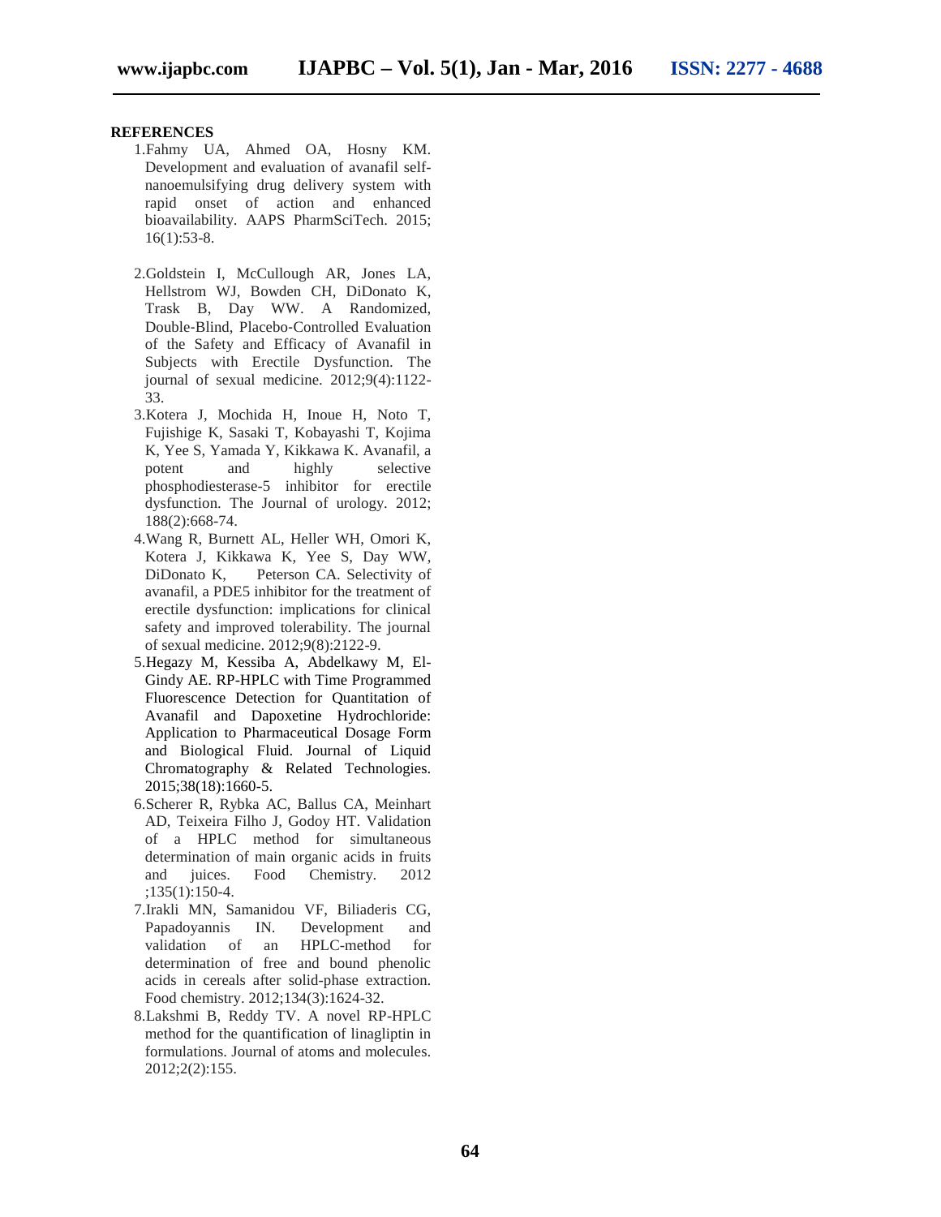**REFERENCES**

1. Fahmy UA, Ahmed OA, Hosny KM. Development and evaluation of avanafil self-nanoemulsifying drug delivery system with rapid onset of action and enhanced bioavailability. AAPS PharmSciTech. 2015; 16(1):53-8.
2. Goldstein I, McCullough AR, Jones LA, Hellstrom WJ, Bowden CH, DiDonato K, Trask B, Day WW. A Randomized, Double-Blind, Placebo-Controlled Evaluation of the Safety and Efficacy of Avanafil in Subjects with Erectile Dysfunction. The journal of sexual medicine. 2012;9(4):1122-33.
3. Kotera J, Mochida H, Inoue H, Noto T, Fujishige K, Sasaki T, Kobayashi T, Kojima K, Yee S, Yamada Y, Kikkawa K. Avanafil, a potent and highly selective phosphodiesterase-5 inhibitor for erectile dysfunction. The Journal of urology. 2012; 188(2):668-74.
4. Wang R, Burnett AL, Heller WH, Omori K, Kotera J, Kikkawa K, Yee S, Day WW, DiDonato K, Peterson CA. Selectivity of avanafil, a PDE5 inhibitor for the treatment of erectile dysfunction: implications for clinical safety and improved tolerability. The journal of sexual medicine. 2012;9(8):2122-9.
5. Hegazy M, Kessiba A, Abdelkawy M, El-Gindy AE. RP-HPLC with Time Programmed Fluorescence Detection for Quantitation of Avanafil and Dapoxetine Hydrochloride: Application to Pharmaceutical Dosage Form and Biological Fluid. Journal of Liquid Chromatography & Related Technologies. 2015;38(18):1660-5.
6. Scherer R, Rybka AC, Ballus CA, Meinhart AD, Teixeira Filho J, Godoy HT. Validation of a HPLC method for simultaneous determination of main organic acids in fruits and juices. Food Chemistry. 2012 ;135(1):150-4.
7. Irakli MN, Samanidou VF, Biliaderis CG, Papadoyannis IN. Development and validation of an HPLC-method for determination of free and bound phenolic acids in cereals after solid-phase extraction. Food chemistry. 2012;134(3):1624-32.
8. Lakshmi B, Reddy TV. A novel RP-HPLC method for the quantification of linagliptin in formulations. Journal of atoms and molecules. 2012;2(2):155.